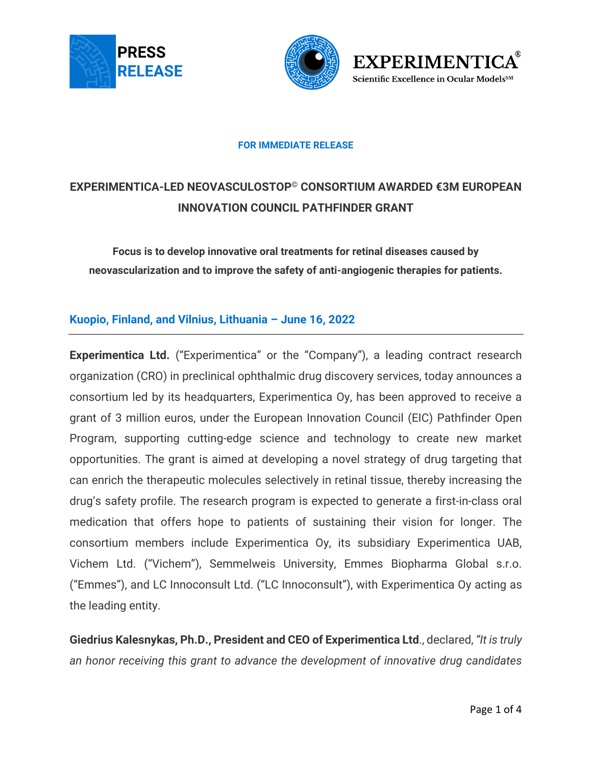**PRESS RELEASE**

**EXPERIMENTICA®**
Scientific Excellence in Ocular Models℠

**FOR IMMEDIATE RELEASE**

# EXPERIMENTICA-LED NEOVASCULOSTOP© CONSORTIUM AWARDED €3M EUROPEAN INNOVATION COUNCIL PATHFINDER GRANT

**Focus is to develop innovative oral treatments for retinal diseases caused by neovascularization and to improve the safety of anti-angiogenic therapies for patients.**

## Kuopio, Finland, and Vilnius, Lithuania – June 16, 2022

**Experimentica Ltd.** ("Experimentica" or the "Company"), a leading contract research organization (CRO) in preclinical ophthalmic drug discovery services, today announces a consortium led by its headquarters, Experimentica Oy, has been approved to receive a grant of 3 million euros, under the European Innovation Council (EIC) Pathfinder Open Program, supporting cutting-edge science and technology to create new market opportunities. The grant is aimed at developing a novel strategy of drug targeting that can enrich the therapeutic molecules selectively in retinal tissue, thereby increasing the drug's safety profile. The research program is expected to generate a first-in-class oral medication that offers hope to patients of sustaining their vision for longer. The consortium members include Experimentica Oy, its subsidiary Experimentica UAB, Vichem Ltd. ("Vichem"), Semmelweis University, Emmes Biopharma Global s.r.o. ("Emmes"), and LC Innoconsult Ltd. ("LC Innoconsult"), with Experimentica Oy acting as the leading entity.

**Giedrius Kalesnykas, Ph.D., President and CEO of Experimentica Ltd**., declared, *"It is truly an honor receiving this grant to advance the development of innovative drug candidates*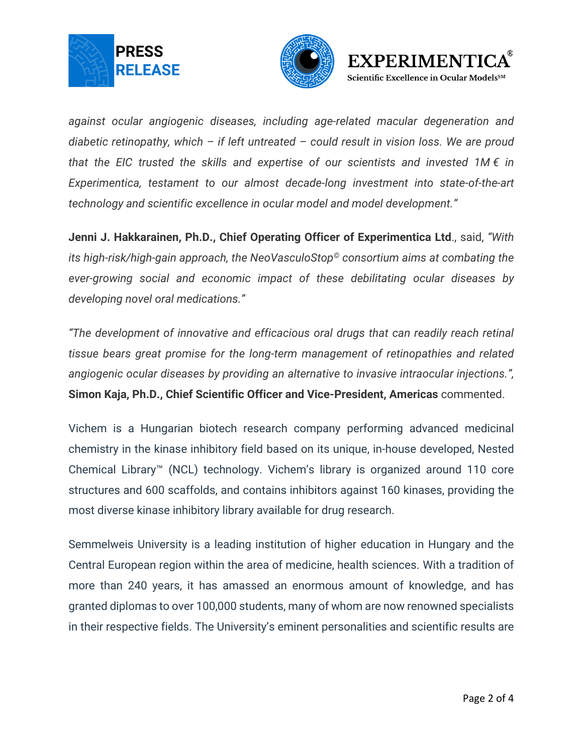*against ocular angiogenic diseases, including age-related macular degeneration and diabetic retinopathy, which – if left untreated – could result in vision loss. We are proud that the EIC trusted the skills and expertise of our scientists and invested 1M € in Experimentica, testament to our almost decade-long investment into state-of-the-art technology and scientific excellence in ocular model and model development."*

**Jenni J. Hakkarainen, Ph.D., Chief Operating Officer of Experimentica Ltd**., said, *"With its high-risk/high-gain approach, the NeoVasculoStop© consortium aims at combating the ever-growing social and economic impact of these debilitating ocular diseases by developing novel oral medications."*

*"The development of innovative and efficacious oral drugs that can readily reach retinal tissue bears great promise for the long-term management of retinopathies and related angiogenic ocular diseases by providing an alternative to invasive intraocular injections.",* **Simon Kaja, Ph.D., Chief Scientific Officer and Vice-President, Americas** commented.

Vichem is a Hungarian biotech research company performing advanced medicinal chemistry in the kinase inhibitory field based on its unique, in-house developed, Nested Chemical Library™ (NCL) technology. Vichem's library is organized around 110 core structures and 600 scaffolds, and contains inhibitors against 160 kinases, providing the most diverse kinase inhibitory library available for drug research.

Semmelweis University is a leading institution of higher education in Hungary and the Central European region within the area of medicine, health sciences. With a tradition of more than 240 years, it has amassed an enormous amount of knowledge, and has granted diplomas to over 100,000 students, many of whom are now renowned specialists in their respective fields. The University's eminent personalities and scientific results are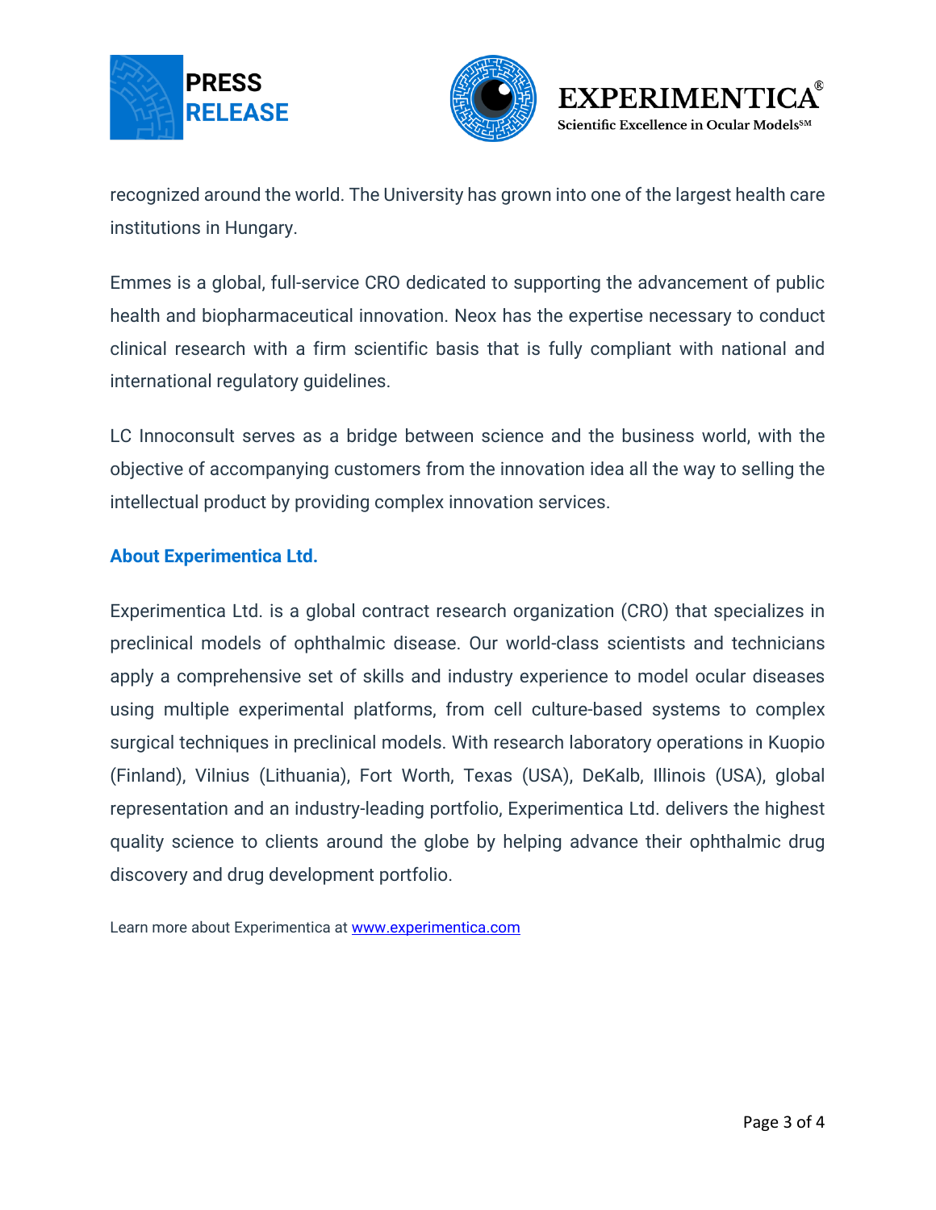recognized around the world. The University has grown into one of the largest health care institutions in Hungary.

Emmes is a global, full-service CRO dedicated to supporting the advancement of public health and biopharmaceutical innovation. Neox has the expertise necessary to conduct clinical research with a firm scientific basis that is fully compliant with national and international regulatory guidelines.

LC Innoconsult serves as a bridge between science and the business world, with the objective of accompanying customers from the innovation idea all the way to selling the intellectual product by providing complex innovation services.

## About Experimentica Ltd.

Experimentica Ltd. is a global contract research organization (CRO) that specializes in preclinical models of ophthalmic disease. Our world-class scientists and technicians apply a comprehensive set of skills and industry experience to model ocular diseases using multiple experimental platforms, from cell culture-based systems to complex surgical techniques in preclinical models. With research laboratory operations in Kuopio (Finland), Vilnius (Lithuania), Fort Worth, Texas (USA), DeKalb, Illinois (USA), global representation and an industry-leading portfolio, Experimentica Ltd. delivers the highest quality science to clients around the globe by helping advance their ophthalmic drug discovery and drug development portfolio.

Learn more about Experimentica at [www.experimentica.com](http://www.experimentica.com)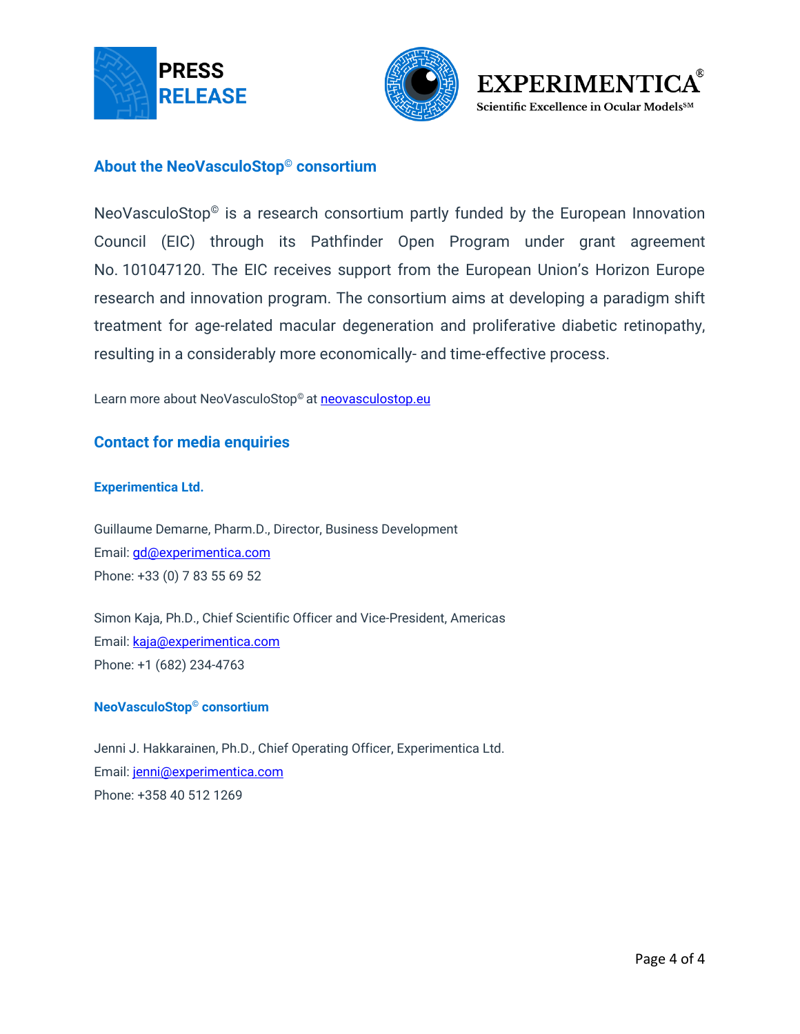## About the NeoVasculoStop© consortium

NeoVasculoStop© is a research consortium partly funded by the European Innovation Council (EIC) through its Pathfinder Open Program under grant agreement No. 101047120. The EIC receives support from the European Union's Horizon Europe research and innovation program. The consortium aims at developing a paradigm shift treatment for age-related macular degeneration and proliferative diabetic retinopathy, resulting in a considerably more economically- and time-effective process.

Learn more about NeoVasculoStop© at [neovasculostop.eu](https://neovasculostop.eu)

## Contact for media enquiries

### Experimentica Ltd.

Guillaume Demarne, Pharm.D., Director, Business Development
Email: gd@experimentica.com
Phone: +33 (0) 7 83 55 69 52

Simon Kaja, Ph.D., Chief Scientific Officer and Vice-President, Americas
Email: kaja@experimentica.com
Phone: +1 (682) 234-4763

### NeoVasculoStop© consortium

Jenni J. Hakkarainen, Ph.D., Chief Operating Officer, Experimentica Ltd.
Email: jenni@experimentica.com
Phone: +358 40 512 1269